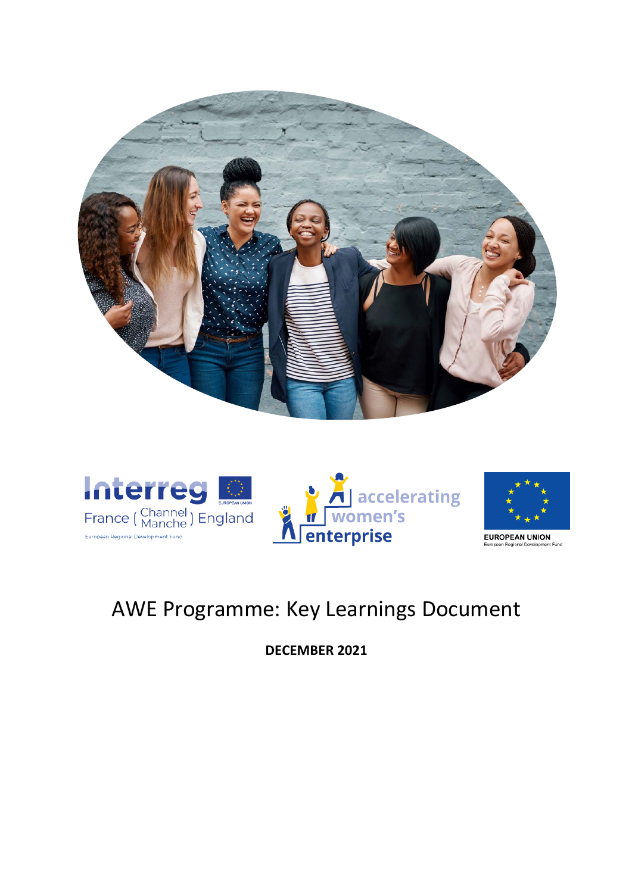# AWE Programme: Key Learnings Document

**DECEMBER 2021**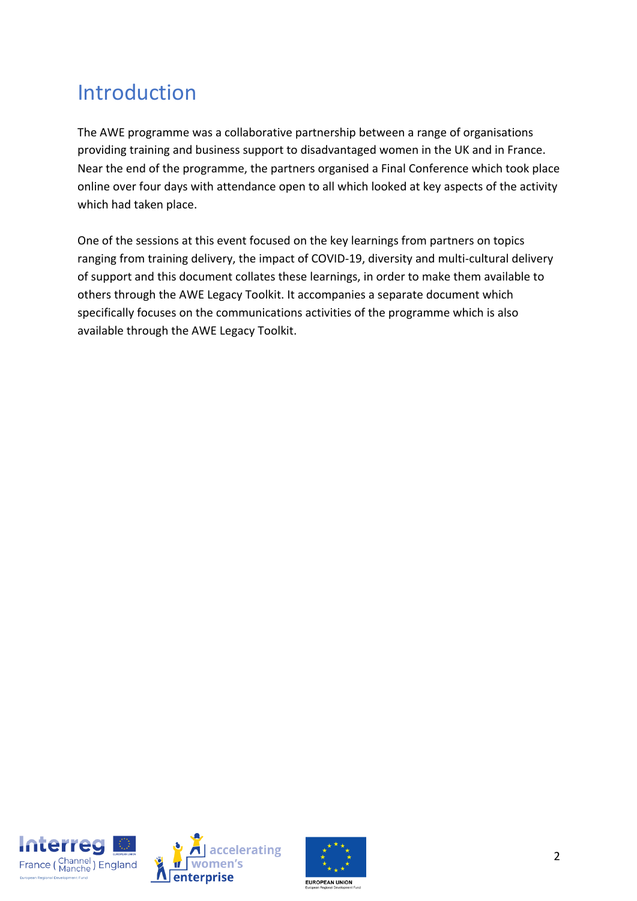# Introduction

The AWE programme was a collaborative partnership between a range of organisations providing training and business support to disadvantaged women in the UK and in France. Near the end of the programme, the partners organised a Final Conference which took place online over four days with attendance open to all which looked at key aspects of the activity which had taken place.

One of the sessions at this event focused on the key learnings from partners on topics ranging from training delivery, the impact of COVID-19, diversity and multi-cultural delivery of support and this document collates these learnings, in order to make them available to others through the AWE Legacy Toolkit. It accompanies a separate document which specifically focuses on the communications activities of the programme which is also available through the AWE Legacy Toolkit.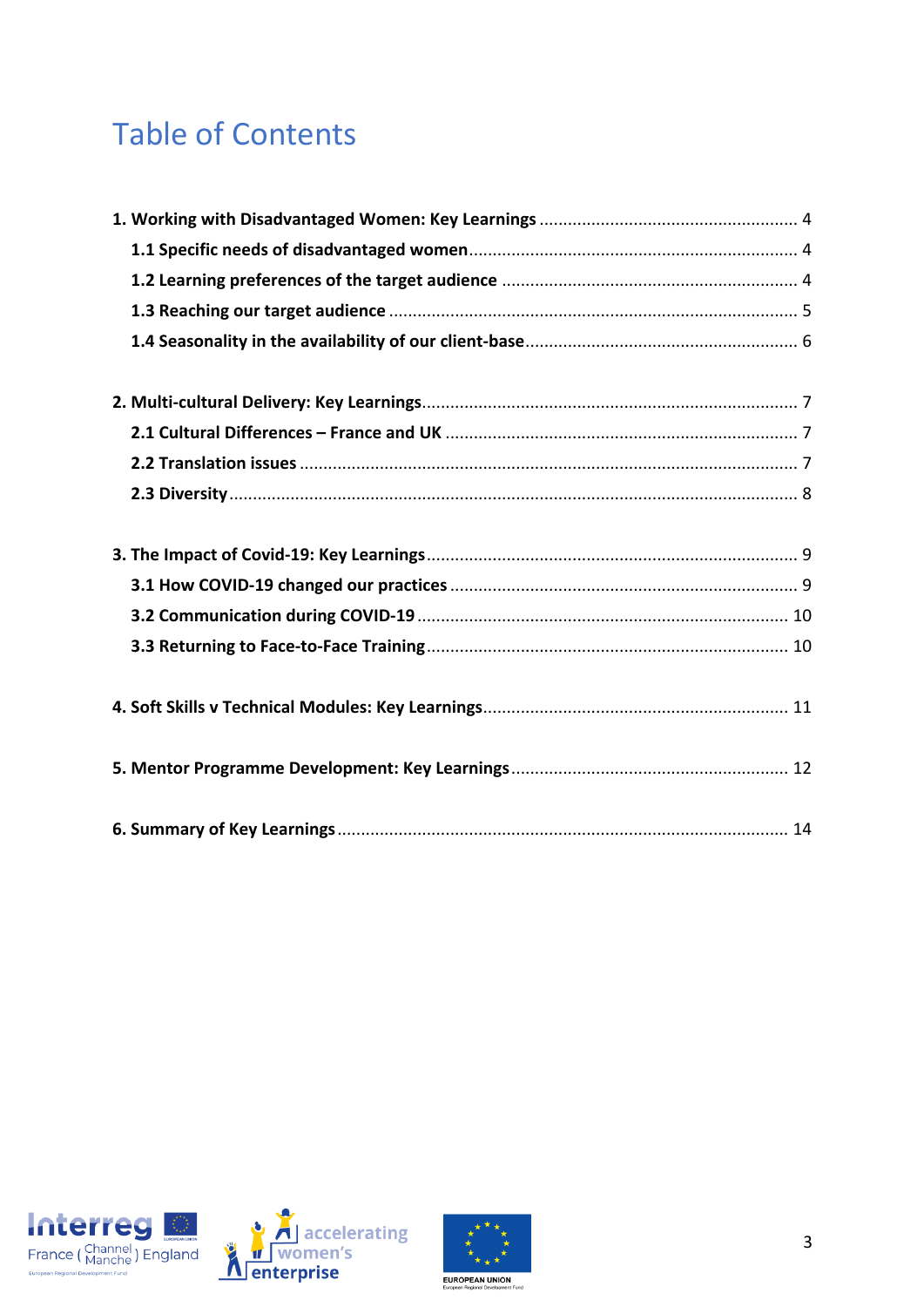# Table of Contents

**1. Working with Disadvantaged Women: Key Learnings** ........ 4

- **1.1 Specific needs of disadvantaged women** ........ 4
- **1.2 Learning preferences of the target audience** ........ 4
- **1.3 Reaching our target audience** ........ 5
- **1.4 Seasonality in the availability of our client-base** ........ 6

**2. Multi-cultural Delivery: Key Learnings** ........ 7

- **2.1 Cultural Differences – France and UK** ........ 7
- **2.2 Translation issues** ........ 7
- **2.3 Diversity** ........ 8

**3. The Impact of Covid-19: Key Learnings** ........ 9

- **3.1 How COVID-19 changed our practices** ........ 9
- **3.2 Communication during COVID-19** ........ 10
- **3.3 Returning to Face-to-Face Training** ........ 10

**4. Soft Skills v Technical Modules: Key Learnings** ........ 11

**5. Mentor Programme Development: Key Learnings** ........ 12

**6. Summary of Key Learnings** ........ 14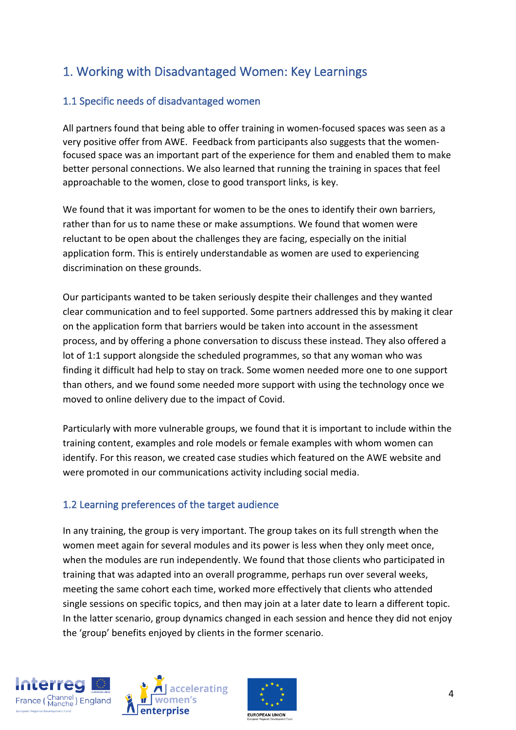# 1. Working with Disadvantaged Women: Key Learnings

## 1.1 Specific needs of disadvantaged women

All partners found that being able to offer training in women-focused spaces was seen as a very positive offer from AWE. Feedback from participants also suggests that the women-focused space was an important part of the experience for them and enabled them to make better personal connections. We also learned that running the training in spaces that feel approachable to the women, close to good transport links, is key.

We found that it was important for women to be the ones to identify their own barriers, rather than for us to name these or make assumptions. We found that women were reluctant to be open about the challenges they are facing, especially on the initial application form. This is entirely understandable as women are used to experiencing discrimination on these grounds.

Our participants wanted to be taken seriously despite their challenges and they wanted clear communication and to feel supported. Some partners addressed this by making it clear on the application form that barriers would be taken into account in the assessment process, and by offering a phone conversation to discuss these instead. They also offered a lot of 1:1 support alongside the scheduled programmes, so that any woman who was finding it difficult had help to stay on track. Some women needed more one to one support than others, and we found some needed more support with using the technology once we moved to online delivery due to the impact of Covid.

Particularly with more vulnerable groups, we found that it is important to include within the training content, examples and role models or female examples with whom women can identify. For this reason, we created case studies which featured on the AWE website and were promoted in our communications activity including social media.

## 1.2 Learning preferences of the target audience

In any training, the group is very important. The group takes on its full strength when the women meet again for several modules and its power is less when they only meet once, when the modules are run independently. We found that those clients who participated in training that was adapted into an overall programme, perhaps run over several weeks, meeting the same cohort each time, worked more effectively that clients who attended single sessions on specific topics, and then may join at a later date to learn a different topic. In the latter scenario, group dynamics changed in each session and hence they did not enjoy the 'group' benefits enjoyed by clients in the former scenario.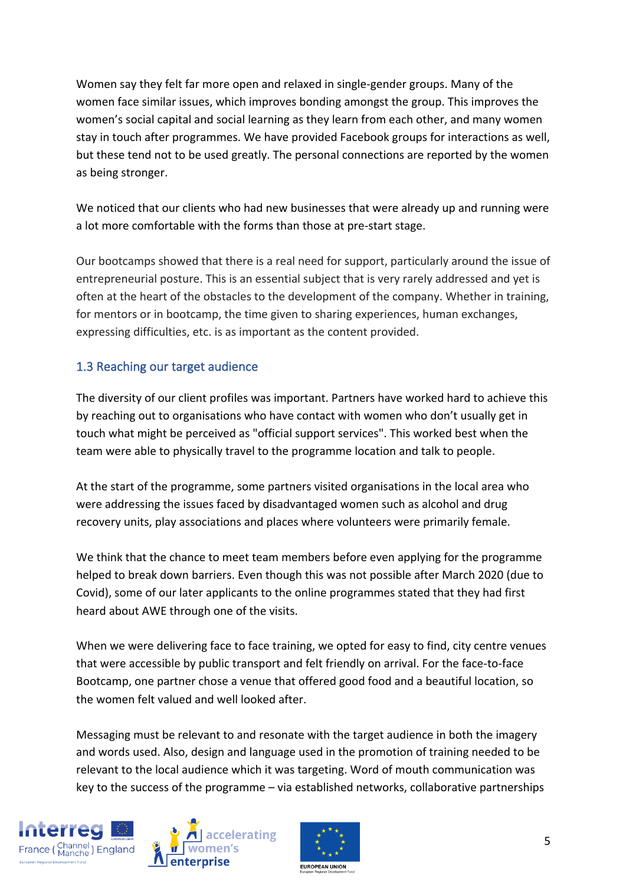Women say they felt far more open and relaxed in single-gender groups. Many of the women face similar issues, which improves bonding amongst the group. This improves the women's social capital and social learning as they learn from each other, and many women stay in touch after programmes. We have provided Facebook groups for interactions as well, but these tend not to be used greatly. The personal connections are reported by the women as being stronger.

We noticed that our clients who had new businesses that were already up and running were a lot more comfortable with the forms than those at pre-start stage.

Our bootcamps showed that there is a real need for support, particularly around the issue of entrepreneurial posture. This is an essential subject that is very rarely addressed and yet is often at the heart of the obstacles to the development of the company. Whether in training, for mentors or in bootcamp, the time given to sharing experiences, human exchanges, expressing difficulties, etc. is as important as the content provided.

### 1.3 Reaching our target audience

The diversity of our client profiles was important. Partners have worked hard to achieve this by reaching out to organisations who have contact with women who don't usually get in touch what might be perceived as "official support services". This worked best when the team were able to physically travel to the programme location and talk to people.

At the start of the programme, some partners visited organisations in the local area who were addressing the issues faced by disadvantaged women such as alcohol and drug recovery units, play associations and places where volunteers were primarily female.

We think that the chance to meet team members before even applying for the programme helped to break down barriers. Even though this was not possible after March 2020 (due to Covid), some of our later applicants to the online programmes stated that they had first heard about AWE through one of the visits.

When we were delivering face to face training, we opted for easy to find, city centre venues that were accessible by public transport and felt friendly on arrival. For the face-to-face Bootcamp, one partner chose a venue that offered good food and a beautiful location, so the women felt valued and well looked after.

Messaging must be relevant to and resonate with the target audience in both the imagery and words used. Also, design and language used in the promotion of training needed to be relevant to the local audience which it was targeting. Word of mouth communication was key to the success of the programme – via established networks, collaborative partnerships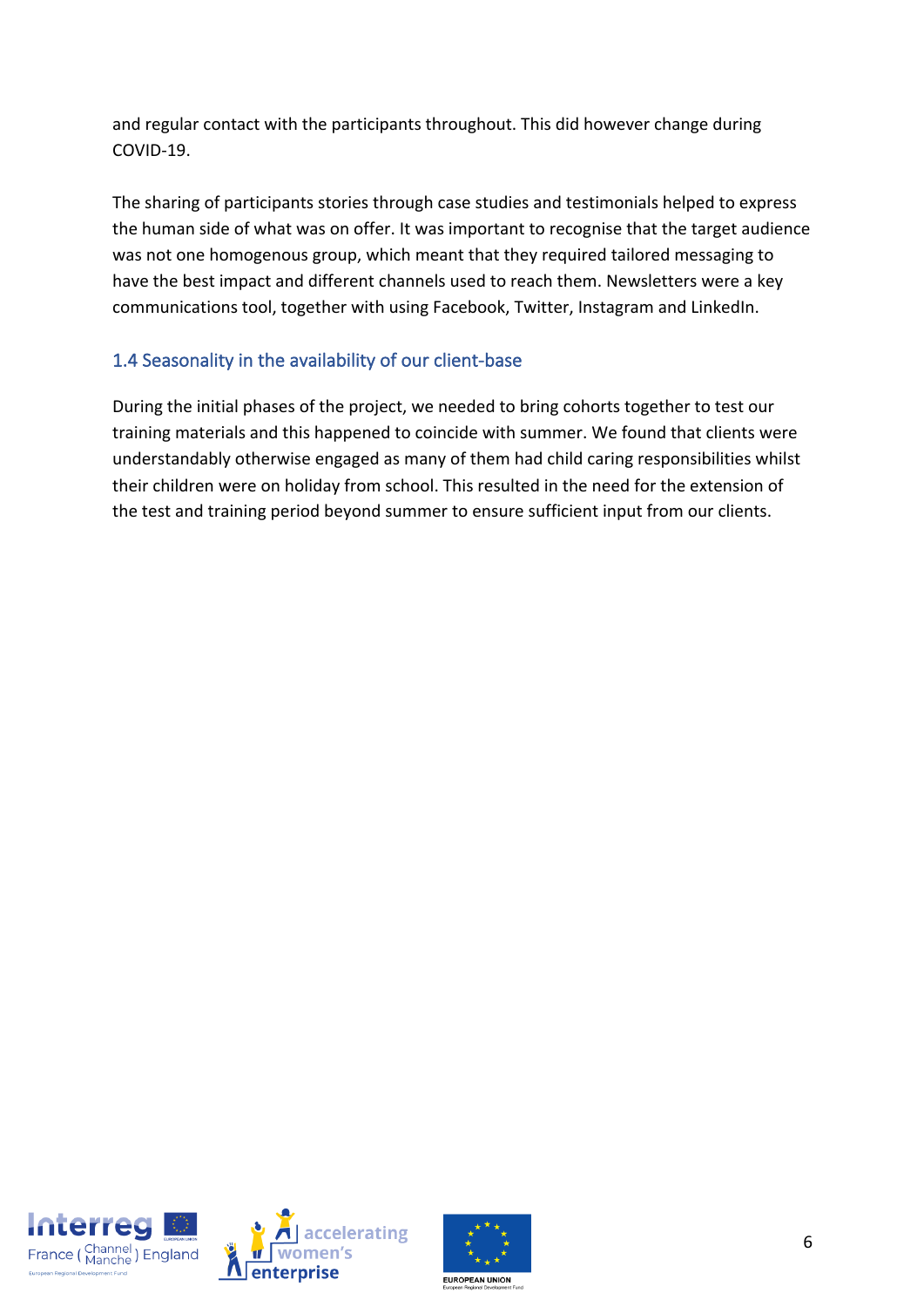and regular contact with the participants throughout. This did however change during COVID-19.

The sharing of participants stories through case studies and testimonials helped to express the human side of what was on offer. It was important to recognise that the target audience was not one homogenous group, which meant that they required tailored messaging to have the best impact and different channels used to reach them. Newsletters were a key communications tool, together with using Facebook, Twitter, Instagram and LinkedIn.

### 1.4 Seasonality in the availability of our client-base

During the initial phases of the project, we needed to bring cohorts together to test our training materials and this happened to coincide with summer. We found that clients were understandably otherwise engaged as many of them had child caring responsibilities whilst their children were on holiday from school. This resulted in the need for the extension of the test and training period beyond summer to ensure sufficient input from our clients.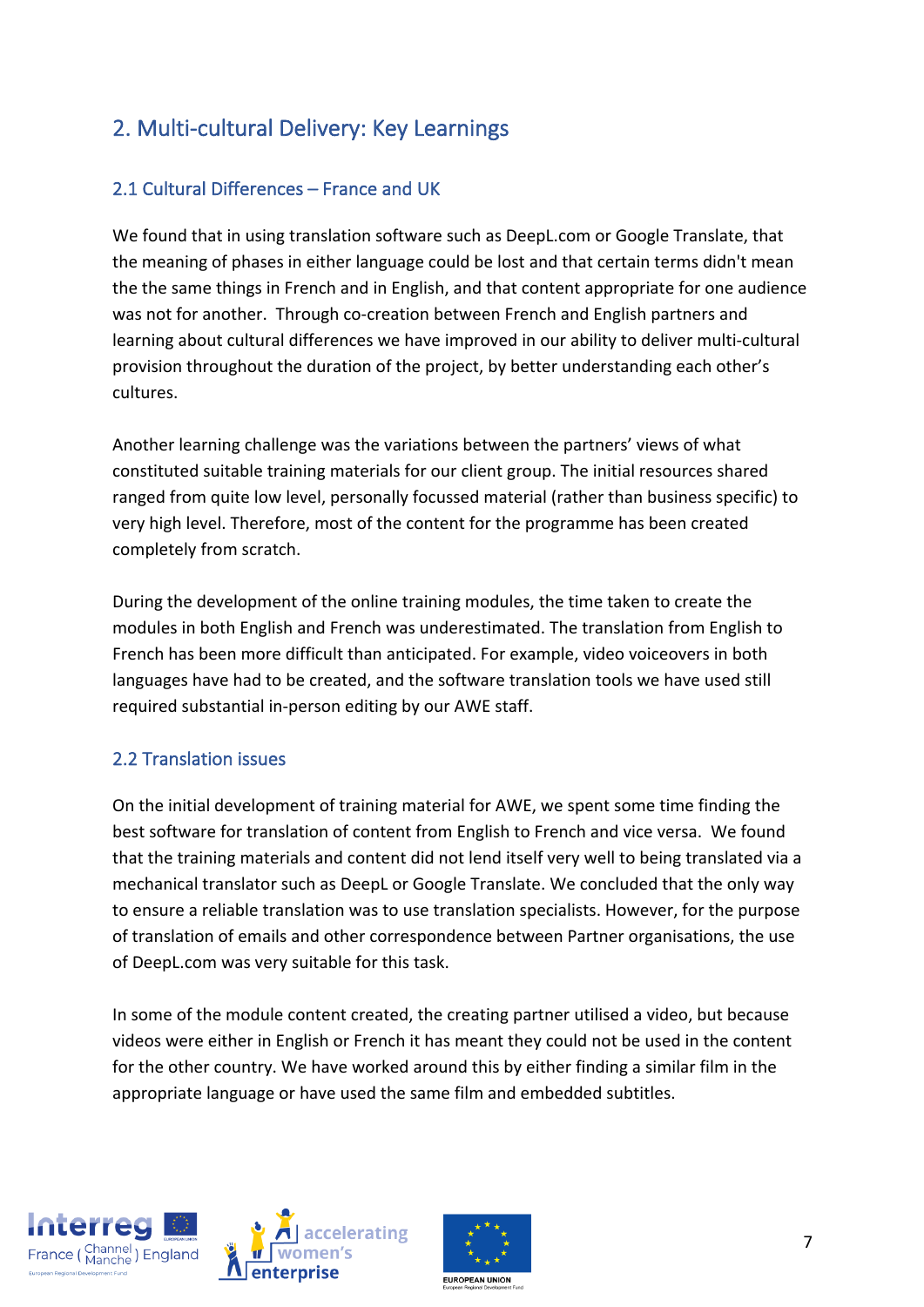## 2. Multi-cultural Delivery: Key Learnings

### 2.1 Cultural Differences – France and UK

We found that in using translation software such as DeepL.com or Google Translate, that the meaning of phases in either language could be lost and that certain terms didn't mean the the same things in French and in English, and that content appropriate for one audience was not for another. Through co-creation between French and English partners and learning about cultural differences we have improved in our ability to deliver multi-cultural provision throughout the duration of the project, by better understanding each other's cultures.

Another learning challenge was the variations between the partners' views of what constituted suitable training materials for our client group. The initial resources shared ranged from quite low level, personally focussed material (rather than business specific) to very high level. Therefore, most of the content for the programme has been created completely from scratch.

During the development of the online training modules, the time taken to create the modules in both English and French was underestimated. The translation from English to French has been more difficult than anticipated. For example, video voiceovers in both languages have had to be created, and the software translation tools we have used still required substantial in-person editing by our AWE staff.

### 2.2 Translation issues

On the initial development of training material for AWE, we spent some time finding the best software for translation of content from English to French and vice versa. We found that the training materials and content did not lend itself very well to being translated via a mechanical translator such as DeepL or Google Translate. We concluded that the only way to ensure a reliable translation was to use translation specialists. However, for the purpose of translation of emails and other correspondence between Partner organisations, the use of DeepL.com was very suitable for this task.

In some of the module content created, the creating partner utilised a video, but because videos were either in English or French it has meant they could not be used in the content for the other country. We have worked around this by either finding a similar film in the appropriate language or have used the same film and embedded subtitles.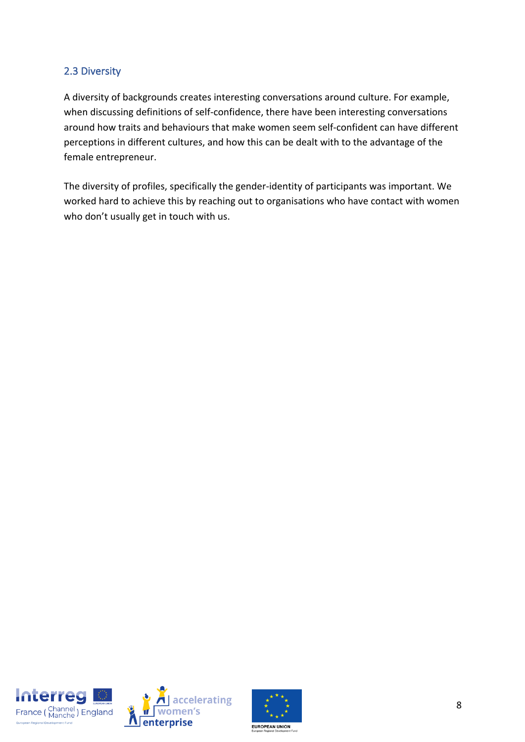## 2.3 Diversity

A diversity of backgrounds creates interesting conversations around culture. For example, when discussing definitions of self-confidence, there have been interesting conversations around how traits and behaviours that make women seem self-confident can have different perceptions in different cultures, and how this can be dealt with to the advantage of the female entrepreneur.

The diversity of profiles, specifically the gender-identity of participants was important. We worked hard to achieve this by reaching out to organisations who have contact with women who don't usually get in touch with us.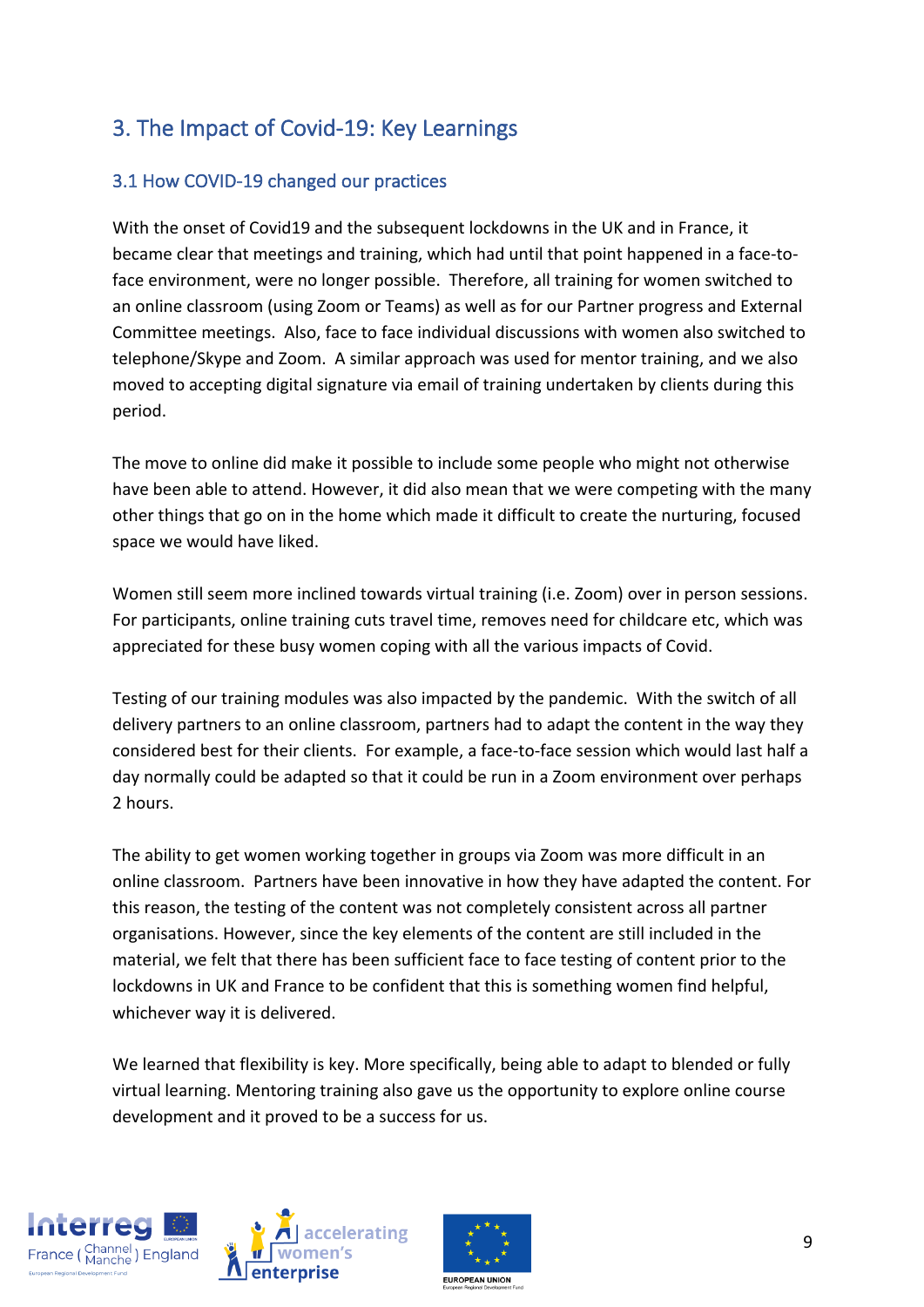## 3. The Impact of Covid-19: Key Learnings

### 3.1 How COVID-19 changed our practices

With the onset of Covid19 and the subsequent lockdowns in the UK and in France, it became clear that meetings and training, which had until that point happened in a face-to-face environment, were no longer possible. Therefore, all training for women switched to an online classroom (using Zoom or Teams) as well as for our Partner progress and External Committee meetings. Also, face to face individual discussions with women also switched to telephone/Skype and Zoom. A similar approach was used for mentor training, and we also moved to accepting digital signature via email of training undertaken by clients during this period.

The move to online did make it possible to include some people who might not otherwise have been able to attend. However, it did also mean that we were competing with the many other things that go on in the home which made it difficult to create the nurturing, focused space we would have liked.

Women still seem more inclined towards virtual training (i.e. Zoom) over in person sessions. For participants, online training cuts travel time, removes need for childcare etc, which was appreciated for these busy women coping with all the various impacts of Covid.

Testing of our training modules was also impacted by the pandemic. With the switch of all delivery partners to an online classroom, partners had to adapt the content in the way they considered best for their clients. For example, a face-to-face session which would last half a day normally could be adapted so that it could be run in a Zoom environment over perhaps 2 hours.

The ability to get women working together in groups via Zoom was more difficult in an online classroom. Partners have been innovative in how they have adapted the content. For this reason, the testing of the content was not completely consistent across all partner organisations. However, since the key elements of the content are still included in the material, we felt that there has been sufficient face to face testing of content prior to the lockdowns in UK and France to be confident that this is something women find helpful, whichever way it is delivered.

We learned that flexibility is key. More specifically, being able to adapt to blended or fully virtual learning. Mentoring training also gave us the opportunity to explore online course development and it proved to be a success for us.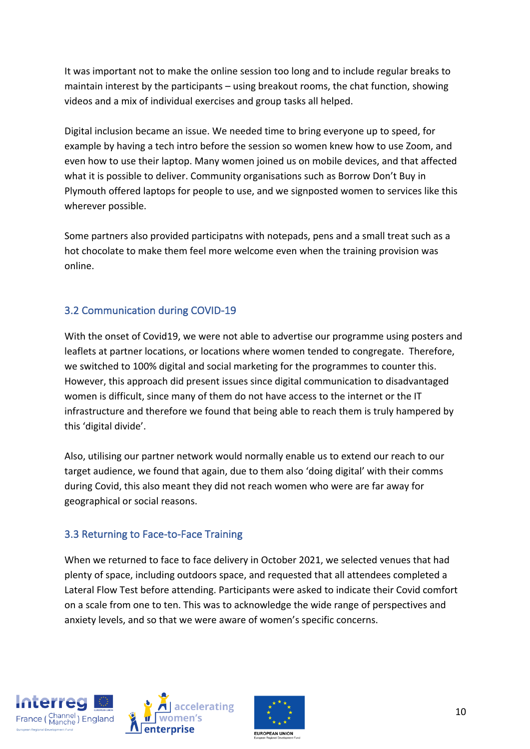It was important not to make the online session too long and to include regular breaks to maintain interest by the participants – using breakout rooms, the chat function, showing videos and a mix of individual exercises and group tasks all helped.

Digital inclusion became an issue. We needed time to bring everyone up to speed, for example by having a tech intro before the session so women knew how to use Zoom, and even how to use their laptop. Many women joined us on mobile devices, and that affected what it is possible to deliver. Community organisations such as Borrow Don't Buy in Plymouth offered laptops for people to use, and we signposted women to services like this wherever possible.

Some partners also provided participatns with notepads, pens and a small treat such as a hot chocolate to make them feel more welcome even when the training provision was online.

### 3.2 Communication during COVID-19

With the onset of Covid19, we were not able to advertise our programme using posters and leaflets at partner locations, or locations where women tended to congregate. Therefore, we switched to 100% digital and social marketing for the programmes to counter this. However, this approach did present issues since digital communication to disadvantaged women is difficult, since many of them do not have access to the internet or the IT infrastructure and therefore we found that being able to reach them is truly hampered by this 'digital divide'.

Also, utilising our partner network would normally enable us to extend our reach to our target audience, we found that again, due to them also 'doing digital' with their comms during Covid, this also meant they did not reach women who were are far away for geographical or social reasons.

### 3.3 Returning to Face-to-Face Training

When we returned to face to face delivery in October 2021, we selected venues that had plenty of space, including outdoors space, and requested that all attendees completed a Lateral Flow Test before attending. Participants were asked to indicate their Covid comfort on a scale from one to ten. This was to acknowledge the wide range of perspectives and anxiety levels, and so that we were aware of women's specific concerns.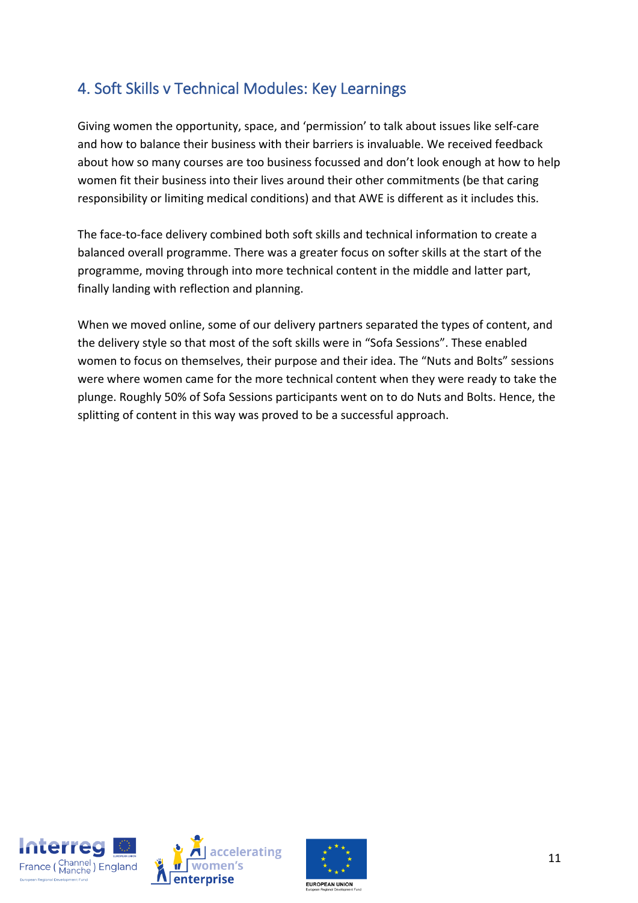## 4. Soft Skills v Technical Modules: Key Learnings

Giving women the opportunity, space, and 'permission' to talk about issues like self-care and how to balance their business with their barriers is invaluable. We received feedback about how so many courses are too business focussed and don't look enough at how to help women fit their business into their lives around their other commitments (be that caring responsibility or limiting medical conditions) and that AWE is different as it includes this.

The face-to-face delivery combined both soft skills and technical information to create a balanced overall programme. There was a greater focus on softer skills at the start of the programme, moving through into more technical content in the middle and latter part, finally landing with reflection and planning.

When we moved online, some of our delivery partners separated the types of content, and the delivery style so that most of the soft skills were in "Sofa Sessions". These enabled women to focus on themselves, their purpose and their idea. The "Nuts and Bolts" sessions were where women came for the more technical content when they were ready to take the plunge. Roughly 50% of Sofa Sessions participants went on to do Nuts and Bolts. Hence, the splitting of content in this way was proved to be a successful approach.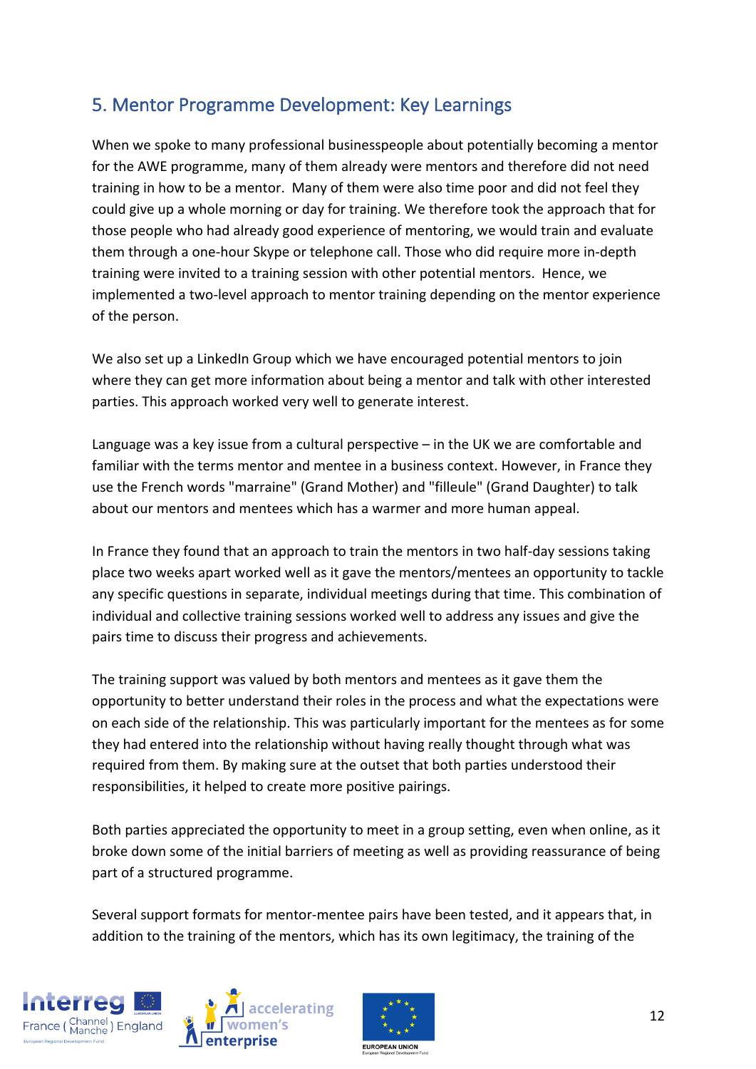## 5. Mentor Programme Development: Key Learnings

When we spoke to many professional businesspeople about potentially becoming a mentor for the AWE programme, many of them already were mentors and therefore did not need training in how to be a mentor. Many of them were also time poor and did not feel they could give up a whole morning or day for training. We therefore took the approach that for those people who had already good experience of mentoring, we would train and evaluate them through a one-hour Skype or telephone call. Those who did require more in-depth training were invited to a training session with other potential mentors. Hence, we implemented a two-level approach to mentor training depending on the mentor experience of the person.

We also set up a LinkedIn Group which we have encouraged potential mentors to join where they can get more information about being a mentor and talk with other interested parties. This approach worked very well to generate interest.

Language was a key issue from a cultural perspective – in the UK we are comfortable and familiar with the terms mentor and mentee in a business context. However, in France they use the French words "marraine" (Grand Mother) and "filleule" (Grand Daughter) to talk about our mentors and mentees which has a warmer and more human appeal.

In France they found that an approach to train the mentors in two half-day sessions taking place two weeks apart worked well as it gave the mentors/mentees an opportunity to tackle any specific questions in separate, individual meetings during that time. This combination of individual and collective training sessions worked well to address any issues and give the pairs time to discuss their progress and achievements.

The training support was valued by both mentors and mentees as it gave them the opportunity to better understand their roles in the process and what the expectations were on each side of the relationship. This was particularly important for the mentees as for some they had entered into the relationship without having really thought through what was required from them. By making sure at the outset that both parties understood their responsibilities, it helped to create more positive pairings.

Both parties appreciated the opportunity to meet in a group setting, even when online, as it broke down some of the initial barriers of meeting as well as providing reassurance of being part of a structured programme.

Several support formats for mentor-mentee pairs have been tested, and it appears that, in addition to the training of the mentors, which has its own legitimacy, the training of the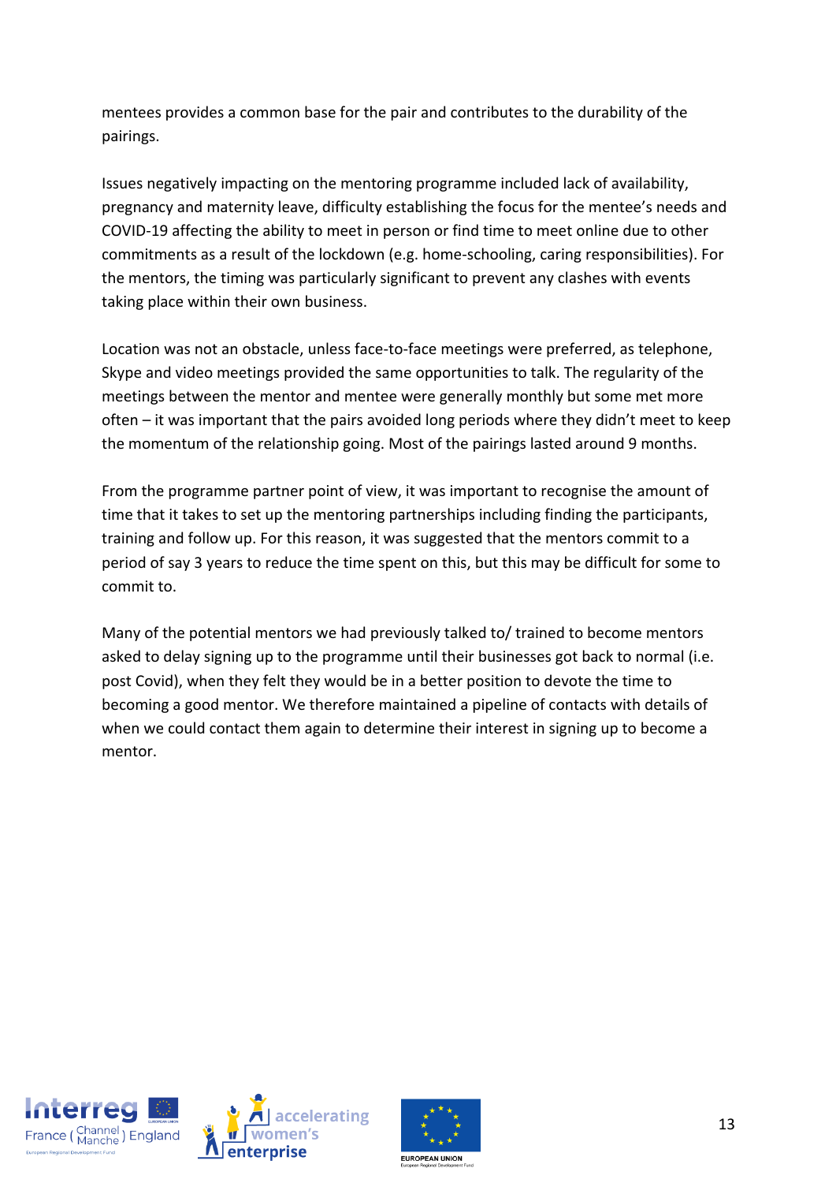mentees provides a common base for the pair and contributes to the durability of the pairings.

Issues negatively impacting on the mentoring programme included lack of availability, pregnancy and maternity leave, difficulty establishing the focus for the mentee's needs and COVID-19 affecting the ability to meet in person or find time to meet online due to other commitments as a result of the lockdown (e.g. home-schooling, caring responsibilities). For the mentors, the timing was particularly significant to prevent any clashes with events taking place within their own business.

Location was not an obstacle, unless face-to-face meetings were preferred, as telephone, Skype and video meetings provided the same opportunities to talk. The regularity of the meetings between the mentor and mentee were generally monthly but some met more often – it was important that the pairs avoided long periods where they didn't meet to keep the momentum of the relationship going. Most of the pairings lasted around 9 months.

From the programme partner point of view, it was important to recognise the amount of time that it takes to set up the mentoring partnerships including finding the participants, training and follow up. For this reason, it was suggested that the mentors commit to a period of say 3 years to reduce the time spent on this, but this may be difficult for some to commit to.

Many of the potential mentors we had previously talked to/ trained to become mentors asked to delay signing up to the programme until their businesses got back to normal (i.e. post Covid), when they felt they would be in a better position to devote the time to becoming a good mentor. We therefore maintained a pipeline of contacts with details of when we could contact them again to determine their interest in signing up to become a mentor.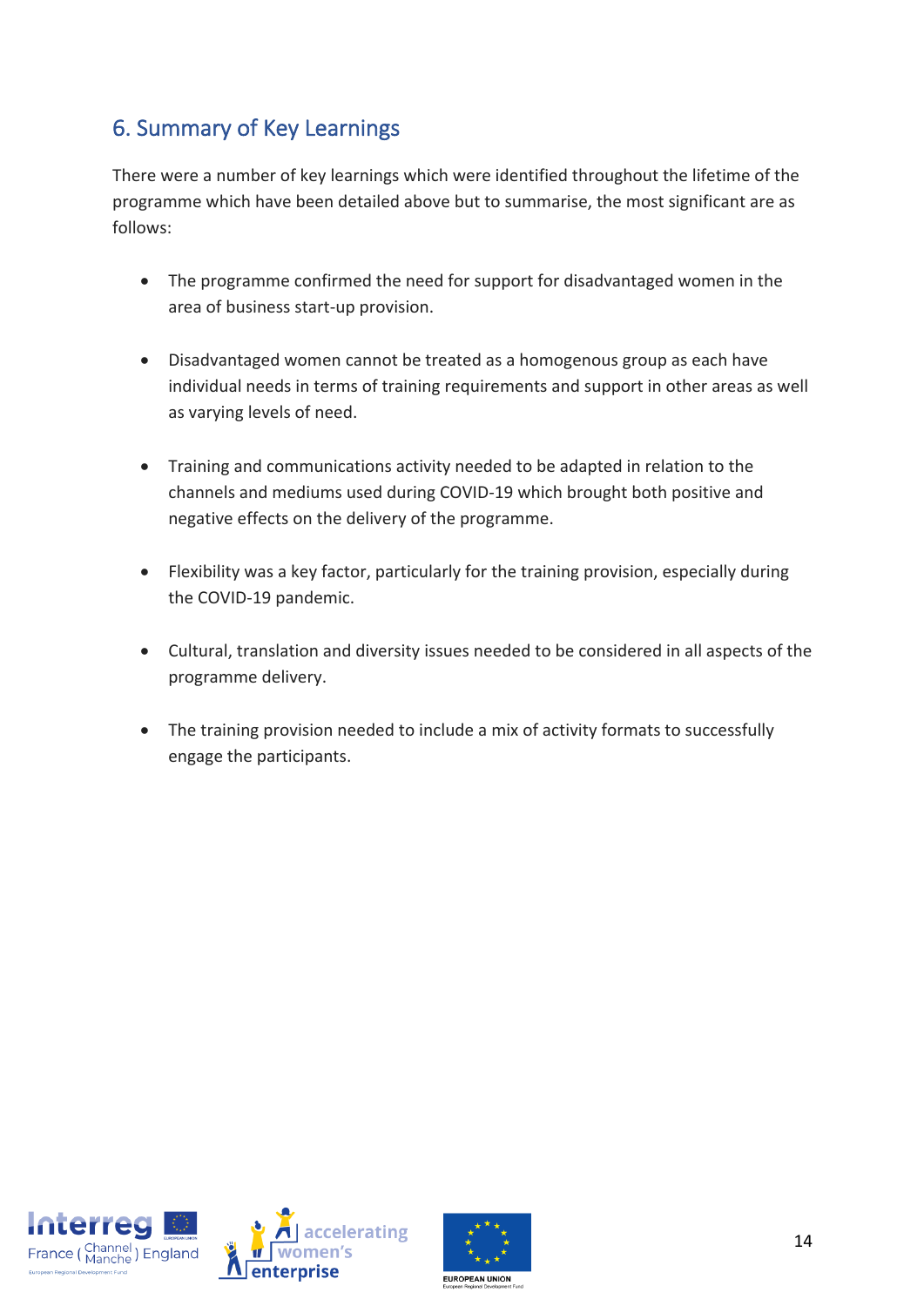## 6. Summary of Key Learnings

There were a number of key learnings which were identified throughout the lifetime of the programme which have been detailed above but to summarise, the most significant are as follows:

- The programme confirmed the need for support for disadvantaged women in the area of business start-up provision.
- Disadvantaged women cannot be treated as a homogenous group as each have individual needs in terms of training requirements and support in other areas as well as varying levels of need.
- Training and communications activity needed to be adapted in relation to the channels and mediums used during COVID-19 which brought both positive and negative effects on the delivery of the programme.
- Flexibility was a key factor, particularly for the training provision, especially during the COVID-19 pandemic.
- Cultural, translation and diversity issues needed to be considered in all aspects of the programme delivery.
- The training provision needed to include a mix of activity formats to successfully engage the participants.